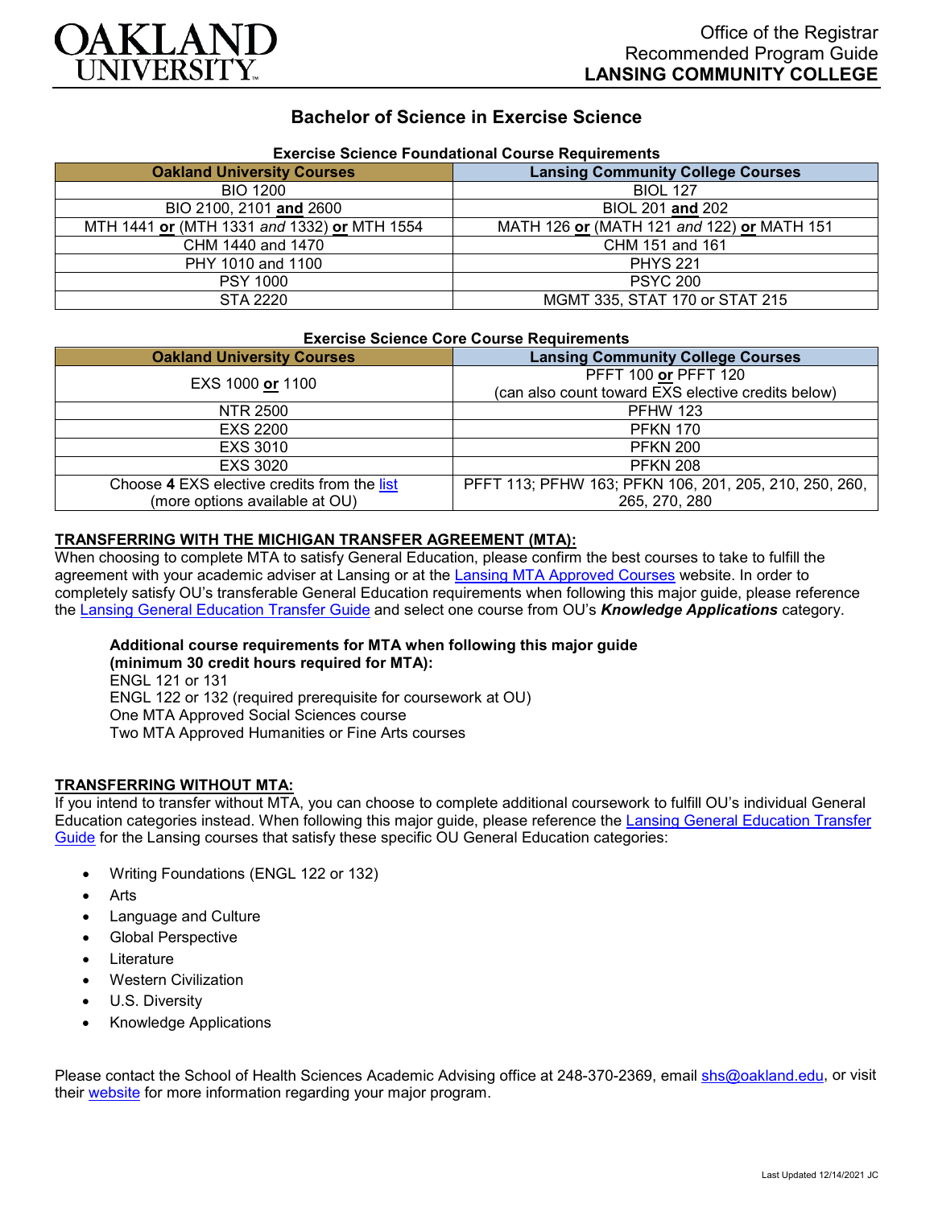Office of the Registrar
Recommended Program Guide
**LANSING COMMUNITY COLLEGE**

# Bachelor of Science in Exercise Science

**Exercise Science Foundational Course Requirements**

| Oakland University Courses | Lansing Community College Courses |
|---|---|
| BIO 1200 | BIOL 127 |
| BIO 2100, 2101 **and** 2600 | BIOL 201 **and** 202 |
| MTH 1441 **or** (MTH 1331 *and* 1332) **or** MTH 1554 | MATH 126 **or** (MATH 121 *and* 122) **or** MATH 151 |
| CHM 1440 and 1470 | CHM 151 and 161 |
| PHY 1010 and 1100 | PHYS 221 |
| PSY 1000 | PSYC 200 |
| STA 2220 | MGMT 335, STAT 170 or STAT 215 |

**Exercise Science Core Course Requirements**

| Oakland University Courses | Lansing Community College Courses |
|---|---|
| EXS 1000 **or** 1100 | PFFT 100 **or** PFFT 120 (can also count toward EXS elective credits below) |
| NTR 2500 | PFHW 123 |
| EXS 2200 | PFKN 170 |
| EXS 3010 | PFKN 200 |
| EXS 3020 | PFKN 208 |
| Choose **4** EXS elective credits from the list (more options available at OU) | PFFT 113; PFHW 163; PFKN 106, 201, 205, 210, 250, 260, 265, 270, 280 |

**TRANSFERRING WITH THE MICHIGAN TRANSFER AGREEMENT (MTA):**

When choosing to complete MTA to satisfy General Education, please confirm the best courses to take to fulfill the agreement with your academic adviser at Lansing or at the Lansing MTA Approved Courses website. In order to completely satisfy OU's transferable General Education requirements when following this major guide, please reference the Lansing General Education Transfer Guide and select one course from OU's ***Knowledge Applications*** category.

**Additional course requirements for MTA when following this major guide (minimum 30 credit hours required for MTA):**
ENGL 121 or 131
ENGL 122 or 132 (required prerequisite for coursework at OU)
One MTA Approved Social Sciences course
Two MTA Approved Humanities or Fine Arts courses

**TRANSFERRING WITHOUT MTA:**

If you intend to transfer without MTA, you can choose to complete additional coursework to fulfill OU's individual General Education categories instead. When following this major guide, please reference the Lansing General Education Transfer Guide for the Lansing courses that satisfy these specific OU General Education categories:

- Writing Foundations (ENGL 122 or 132)
- Arts
- Language and Culture
- Global Perspective
- Literature
- Western Civilization
- U.S. Diversity
- Knowledge Applications

Please contact the School of Health Sciences Academic Advising office at 248-370-2369, email shs@oakland.edu, or visit their website for more information regarding your major program.

Last Updated 12/14/2021 JC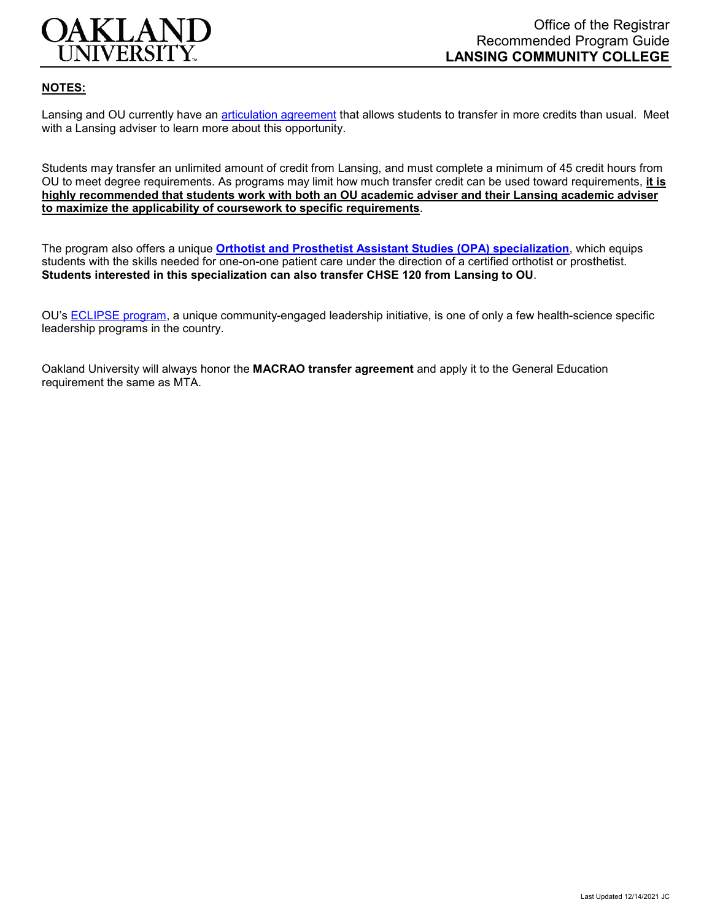**NOTES:**

Lansing and OU currently have an articulation agreement that allows students to transfer in more credits than usual. Meet with a Lansing adviser to learn more about this opportunity.

Students may transfer an unlimited amount of credit from Lansing, and must complete a minimum of 45 credit hours from OU to meet degree requirements. As programs may limit how much transfer credit can be used toward requirements, **it is highly recommended that students work with both an OU academic adviser and their Lansing academic adviser to maximize the applicability of coursework to specific requirements**.

The program also offers a unique **Orthotist and Prosthetist Assistant Studies (OPA) specialization**, which equips students with the skills needed for one-on-one patient care under the direction of a certified orthotist or prosthetist. **Students interested in this specialization can also transfer CHSE 120 from Lansing to OU**.

OU's ECLIPSE program, a unique community-engaged leadership initiative, is one of only a few health-science specific leadership programs in the country.

Oakland University will always honor the **MACRAO transfer agreement** and apply it to the General Education requirement the same as MTA.

Last Updated 12/14/2021 JC